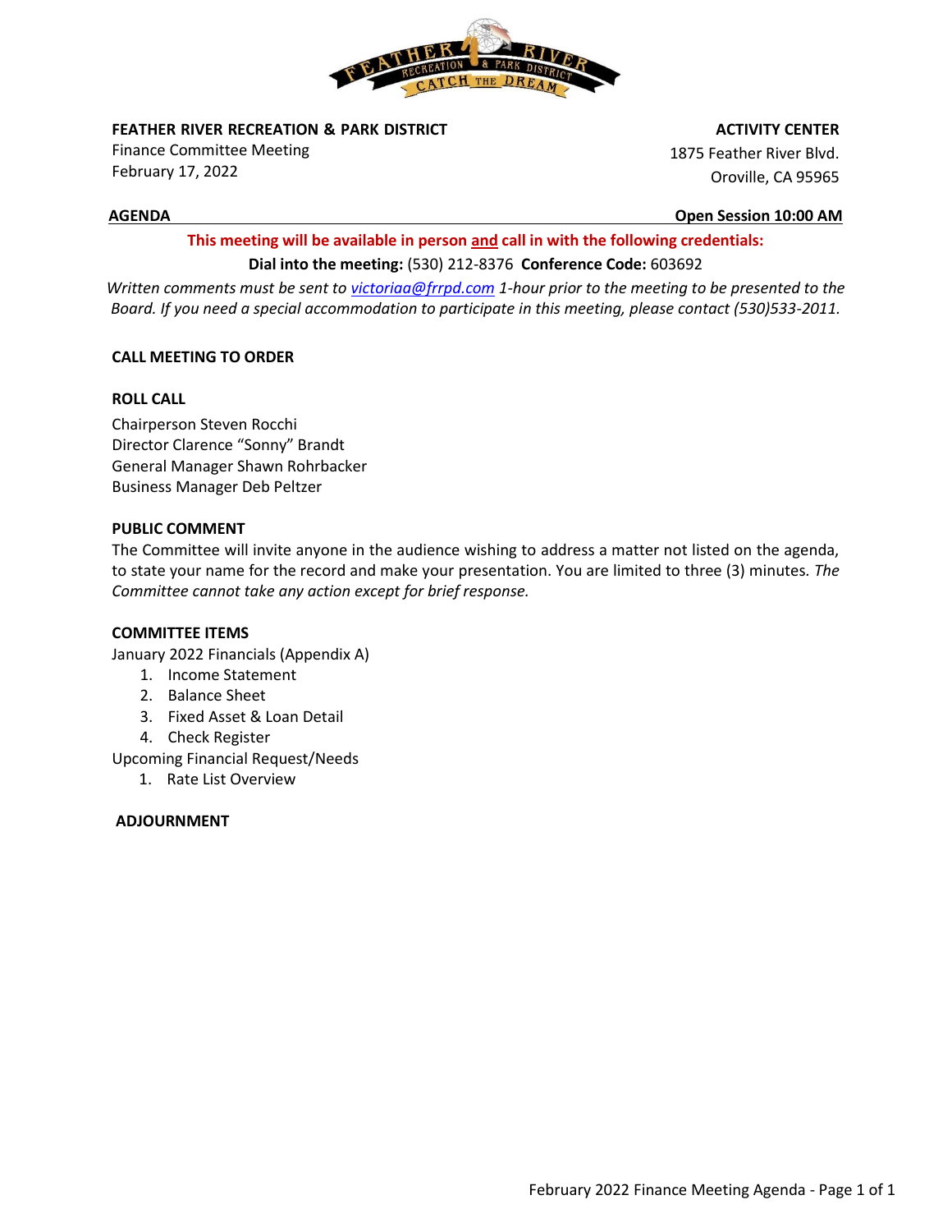**FEATHER RIVER RECREATION & PARK DISTRICT**
Finance Committee Meeting
February 17, 2022

**ACTIVITY CENTER**
1875 Feather River Blvd.
Oroville, CA 95965

**AGENDA** **Open Session 10:00 AM**

**This meeting will be available in person and call in with the following credentials:**

**Dial into the meeting:** (530) 212-8376 **Conference Code:** 603692

*Written comments must be sent to victoriaa@frrpd.com 1-hour prior to the meeting to be presented to the Board. If you need a special accommodation to participate in this meeting, please contact (530)533-2011.*

**CALL MEETING TO ORDER**

**ROLL CALL**

Chairperson Steven Rocchi
Director Clarence "Sonny" Brandt
General Manager Shawn Rohrbacker
Business Manager Deb Peltzer

**PUBLIC COMMENT**

The Committee will invite anyone in the audience wishing to address a matter not listed on the agenda, to state your name for the record and make your presentation. You are limited to three (3) minutes. *The Committee cannot take any action except for brief response.*

**COMMITTEE ITEMS**

January 2022 Financials (Appendix A)

1. Income Statement
2. Balance Sheet
3. Fixed Asset & Loan Detail
4. Check Register

Upcoming Financial Request/Needs

1. Rate List Overview

**ADJOURNMENT**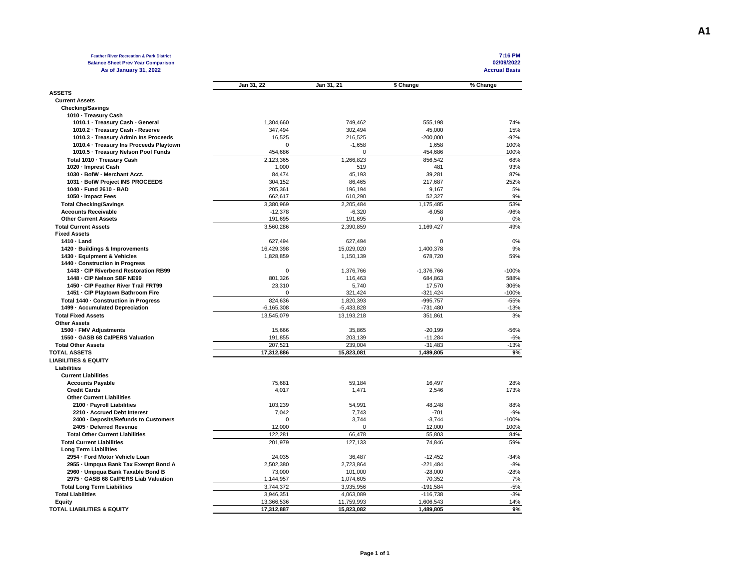A1

**Feather River Recreation & Park District**
**Balance Sheet Prev Year Comparison**
**As of January 31, 2022**

7:16 PM
02/09/2022
Accrual Basis

| | Jan 31, 22 | Jan 31, 21 | $ Change | % Change |
|---|---|---|---|---|
| **ASSETS** | | | | |
| **Current Assets** | | | | |
| **Checking/Savings** | | | | |
| **1010 · Treasury Cash** | | | | |
| **1010.1 · Treasury Cash - General** | 1,304,660 | 749,462 | 555,198 | 74% |
| **1010.2 · Treasury Cash - Reserve** | 347,494 | 302,494 | 45,000 | 15% |
| **1010.3 · Treasury Admin Ins Proceeds** | 16,525 | 216,525 | -200,000 | -92% |
| **1010.4 · Treasury Ins Proceeds Playtown** | 0 | -1,658 | 1,658 | 100% |
| **1010.5 · Treasury Nelson Pool Funds** | 454,686 | 0 | 454,686 | 100% |
| **Total 1010 · Treasury Cash** | 2,123,365 | 1,266,823 | 856,542 | 68% |
| **1020 · Imprest Cash** | 1,000 | 519 | 481 | 93% |
| **1030 · BofW - Merchant Acct.** | 84,474 | 45,193 | 39,281 | 87% |
| **1031 · BofW Project INS PROCEEDS** | 304,152 | 86,465 | 217,687 | 252% |
| **1040 · Fund 2610 - BAD** | 205,361 | 196,194 | 9,167 | 5% |
| **1050 · Impact Fees** | 662,617 | 610,290 | 52,327 | 9% |
| **Total Checking/Savings** | 3,380,969 | 2,205,484 | 1,175,485 | 53% |
| **Accounts Receivable** | -12,378 | -6,320 | -6,058 | -96% |
| **Other Current Assets** | 191,695 | 191,695 | 0 | 0% |
| **Total Current Assets** | 3,560,286 | 2,390,859 | 1,169,427 | 49% |
| **Fixed Assets** | | | | |
| **1410 · Land** | 627,494 | 627,494 | 0 | 0% |
| **1420 · Buildings & Improvements** | 16,429,398 | 15,029,020 | 1,400,378 | 9% |
| **1430 · Equipment & Vehicles** | 1,828,859 | 1,150,139 | 678,720 | 59% |
| **1440 · Construction in Progress** | | | | |
| **1443 · CIP Riverbend Restoration RB99** | 0 | 1,376,766 | -1,376,766 | -100% |
| **1448 · CIP Nelson SBF NE99** | 801,326 | 116,463 | 684,863 | 588% |
| **1450 · CIP Feather River Trail FRT99** | 23,310 | 5,740 | 17,570 | 306% |
| **1451 · CIP Playtown Bathroom Fire** | 0 | 321,424 | -321,424 | -100% |
| **Total 1440 · Construction in Progress** | 824,636 | 1,820,393 | -995,757 | -55% |
| **1499 · Accumulated Depreciation** | -6,165,308 | -5,433,828 | -731,480 | -13% |
| **Total Fixed Assets** | 13,545,079 | 13,193,218 | 351,861 | 3% |
| **Other Assets** | | | | |
| **1500 · FMV Adjustments** | 15,666 | 35,865 | -20,199 | -56% |
| **1550 · GASB 68 CalPERS Valuation** | 191,855 | 203,139 | -11,284 | -6% |
| **Total Other Assets** | 207,521 | 239,004 | -31,483 | -13% |
| **TOTAL ASSETS** | **17,312,886** | **15,823,081** | **1,489,805** | **9%** |
| **LIABILITIES & EQUITY** | | | | |
| **Liabilities** | | | | |
| **Current Liabilities** | | | | |
| **Accounts Payable** | 75,681 | 59,184 | 16,497 | 28% |
| **Credit Cards** | 4,017 | 1,471 | 2,546 | 173% |
| **Other Current Liabilities** | | | | |
| **2100 · Payroll Liabilities** | 103,239 | 54,991 | 48,248 | 88% |
| **2210 · Accrued Debt Interest** | 7,042 | 7,743 | -701 | -9% |
| **2400 · Deposits/Refunds to Customers** | 0 | 3,744 | -3,744 | -100% |
| **2405 · Deferred Revenue** | 12,000 | 0 | 12,000 | 100% |
| **Total Other Current Liabilities** | 122,281 | 66,478 | 55,803 | 84% |
| **Total Current Liabilities** | 201,979 | 127,133 | 74,846 | 59% |
| **Long Term Liabilities** | | | | |
| **2954 · Ford Motor Vehicle Loan** | 24,035 | 36,487 | -12,452 | -34% |
| **2955 · Umpqua Bank Tax Exempt Bond A** | 2,502,380 | 2,723,864 | -221,484 | -8% |
| **2960 · Umpqua Bank Taxable Bond B** | 73,000 | 101,000 | -28,000 | -28% |
| **2975 · GASB 68 CalPERS Liab Valuation** | 1,144,957 | 1,074,605 | 70,352 | 7% |
| **Total Long Term Liabilities** | 3,744,372 | 3,935,956 | -191,584 | -5% |
| **Total Liabilities** | 3,946,351 | 4,063,089 | -116,738 | -3% |
| **Equity** | 13,366,536 | 11,759,993 | 1,606,543 | 14% |
| **TOTAL LIABILITIES & EQUITY** | **17,312,887** | **15,823,082** | **1,489,805** | **9%** |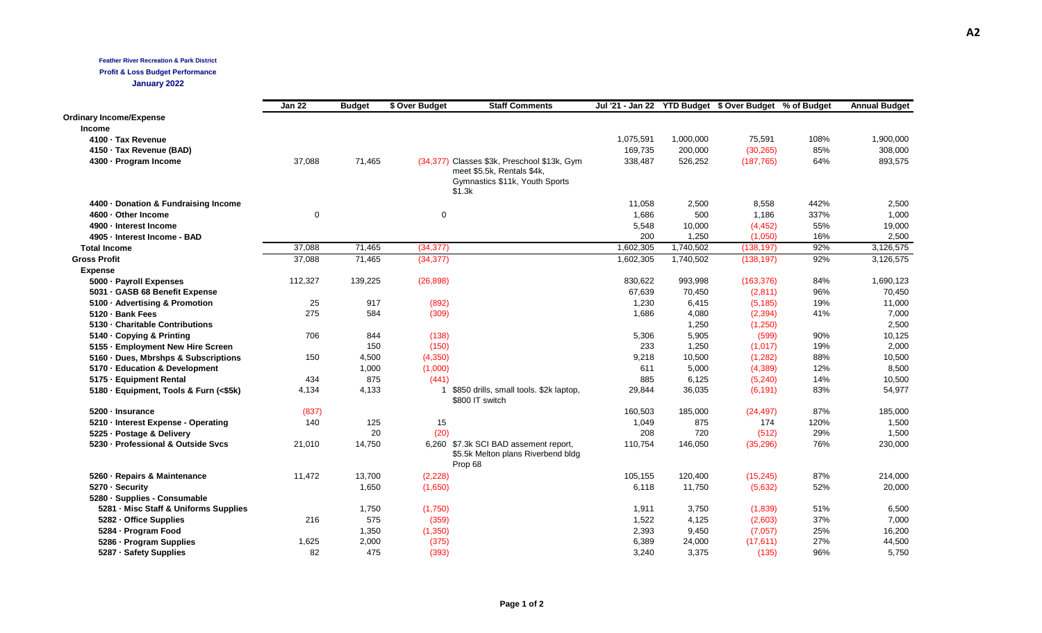A2

**Feather River Recreation & Park District**

**Profit & Loss Budget Performance**

**January 2022**

| | Jan 22 | Budget | $ Over Budget | Staff Comments | Jul '21 - Jan 22 | YTD Budget | $ Over Budget | % of Budget | Annual Budget |
|---|---|---|---|---|---|---|---|---|---|
| **Ordinary Income/Expense** | | | | | | | | | |
| **Income** | | | | | | | | | |
| 4100 · Tax Revenue | | | | | 1,075,591 | 1,000,000 | 75,591 | 108% | 1,900,000 |
| 4150 · Tax Revenue (BAD) | | | | | 169,735 | 200,000 | (30,265) | 85% | 308,000 |
| 4300 · Program Income | 37,088 | 71,465 | (34,377) | Classes $3k, Preschool $13k, Gym meet $5.5k, Rentals $4k, Gymnastics $11k, Youth Sports $1.3k | 338,487 | 526,252 | (187,765) | 64% | 893,575 |
| 4400 · Donation & Fundraising Income | | | | | 11,058 | 2,500 | 8,558 | 442% | 2,500 |
| 4600 · Other Income | 0 | | 0 | | 1,686 | 500 | 1,186 | 337% | 1,000 |
| 4900 · Interest Income | | | | | 5,548 | 10,000 | (4,452) | 55% | 19,000 |
| 4905 · Interest Income - BAD | | | | | 200 | 1,250 | (1,050) | 16% | 2,500 |
| **Total Income** | 37,088 | 71,465 | (34,377) | | 1,602,305 | 1,740,502 | (138,197) | 92% | 3,126,575 |
| **Gross Profit** | 37,088 | 71,465 | (34,377) | | 1,602,305 | 1,740,502 | (138,197) | 92% | 3,126,575 |
| **Expense** | | | | | | | | | |
| 5000 · Payroll Expenses | 112,327 | 139,225 | (26,898) | | 830,622 | 993,998 | (163,376) | 84% | 1,690,123 |
| 5031 · GASB 68 Benefit Expense | | | | | 67,639 | 70,450 | (2,811) | 96% | 70,450 |
| 5100 · Advertising & Promotion | 25 | 917 | (892) | | 1,230 | 6,415 | (5,185) | 19% | 11,000 |
| 5120 · Bank Fees | 275 | 584 | (309) | | 1,686 | 4,080 | (2,394) | 41% | 7,000 |
| 5130 · Charitable Contributions | | | | | | 1,250 | (1,250) | | 2,500 |
| 5140 · Copying & Printing | 706 | 844 | (138) | | 5,306 | 5,905 | (599) | 90% | 10,125 |
| 5155 · Employment New Hire Screen | | 150 | (150) | | 233 | 1,250 | (1,017) | 19% | 2,000 |
| 5160 · Dues, Mbrshps & Subscriptions | 150 | 4,500 | (4,350) | | 9,218 | 10,500 | (1,282) | 88% | 10,500 |
| 5170 · Education & Development | | 1,000 | (1,000) | | 611 | 5,000 | (4,389) | 12% | 8,500 |
| 5175 · Equipment Rental | 434 | 875 | (441) | | 885 | 6,125 | (5,240) | 14% | 10,500 |
| 5180 · Equipment, Tools & Furn (<$5k) | 4,134 | 4,133 | 1 | $850 drills, small tools. $2k laptop, $800 IT switch | 29,844 | 36,035 | (6,191) | 83% | 54,977 |
| 5200 · Insurance | (837) | | | | 160,503 | 185,000 | (24,497) | 87% | 185,000 |
| 5210 · Interest Expense - Operating | 140 | 125 | 15 | | 1,049 | 875 | 174 | 120% | 1,500 |
| 5225 · Postage & Delivery | | 20 | (20) | | 208 | 720 | (512) | 29% | 1,500 |
| 5230 · Professional & Outside Svcs | 21,010 | 14,750 | 6,260 | $7.3k SCI BAD assement report, $5.5k Melton plans Riverbend bldg Prop 68 | 110,754 | 146,050 | (35,296) | 76% | 230,000 |
| 5260 · Repairs & Maintenance | 11,472 | 13,700 | (2,228) | | 105,155 | 120,400 | (15,245) | 87% | 214,000 |
| 5270 · Security | | 1,650 | (1,650) | | 6,118 | 11,750 | (5,632) | 52% | 20,000 |
| 5280 · Supplies - Consumable | | | | | | | | | |
| 5281 · Misc Staff & Uniforms Supplies | | 1,750 | (1,750) | | 1,911 | 3,750 | (1,839) | 51% | 6,500 |
| 5282 · Office Supplies | 216 | 575 | (359) | | 1,522 | 4,125 | (2,603) | 37% | 7,000 |
| 5284 · Program Food | | 1,350 | (1,350) | | 2,393 | 9,450 | (7,057) | 25% | 16,200 |
| 5286 · Program Supplies | 1,625 | 2,000 | (375) | | 6,389 | 24,000 | (17,611) | 27% | 44,500 |
| 5287 · Safety Supplies | 82 | 475 | (393) | | 3,240 | 3,375 | (135) | 96% | 5,750 |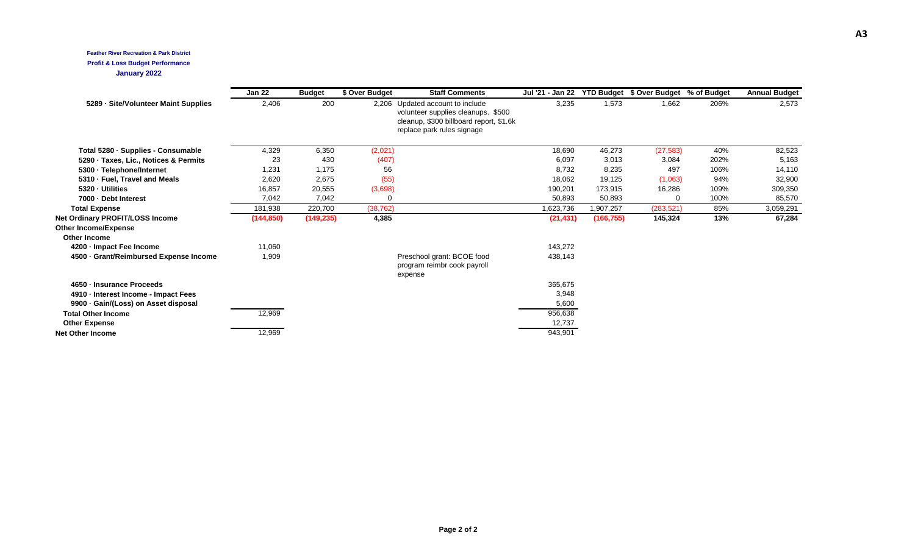**Feather River Recreation & Park District**

**Profit & Loss Budget Performance**

**January 2022**

| | Jan 22 | Budget | $ Over Budget | Staff Comments | Jul '21 - Jan 22 | YTD Budget | $ Over Budget | % of Budget | Annual Budget |
|---|---|---|---|---|---|---|---|---|---|
| 5289 · Site/Volunteer Maint Supplies | 2,406 | 200 | 2,206 | Updated account to include volunteer supplies cleanups. $500 cleanup, $300 billboard report, $1.6k replace park rules signage | 3,235 | 1,573 | 1,662 | 206% | 2,573 |
| Total 5280 · Supplies - Consumable | 4,329 | 6,350 | (2,021) | | 18,690 | 46,273 | (27,583) | 40% | 82,523 |
| 5290 · Taxes, Lic., Notices & Permits | 23 | 430 | (407) | | 6,097 | 3,013 | 3,084 | 202% | 5,163 |
| 5300 · Telephone/Internet | 1,231 | 1,175 | 56 | | 8,732 | 8,235 | 497 | 106% | 14,110 |
| 5310 · Fuel, Travel and Meals | 2,620 | 2,675 | (55) | | 18,062 | 19,125 | (1,063) | 94% | 32,900 |
| 5320 · Utilities | 16,857 | 20,555 | (3,698) | | 190,201 | 173,915 | 16,286 | 109% | 309,350 |
| 7000 · Debt Interest | 7,042 | 7,042 | 0 | | 50,893 | 50,893 | 0 | 100% | 85,570 |
| **Total Expense** | 181,938 | 220,700 | (38,762) | | 1,623,736 | 1,907,257 | (283,521) | 85% | 3,059,291 |
| **Net Ordinary PROFIT/LOSS Income** | **(144,850)** | **(149,235)** | **4,385** | | **(21,431)** | **(166,755)** | **145,324** | **13%** | **67,284** |
| **Other Income/Expense** | | | | | | | | | |
| **Other Income** | | | | | | | | | |
| 4200 · Impact Fee Income | 11,060 | | | | 143,272 | | | | |
| 4500 · Grant/Reimbursed Expense Income | 1,909 | | | Preschool grant: BCOE food program reimbr cook payroll expense | 438,143 | | | | |
| 4650 · Insurance Proceeds | | | | | 365,675 | | | | |
| 4910 · Interest Income - Impact Fees | | | | | 3,948 | | | | |
| 9900 · Gain/(Loss) on Asset disposal | | | | | 5,600 | | | | |
| **Total Other Income** | 12,969 | | | | 956,638 | | | | |
| **Other Expense** | | | | | 12,737 | | | | |
| **Net Other Income** | 12,969 | | | | 943,901 | | | | |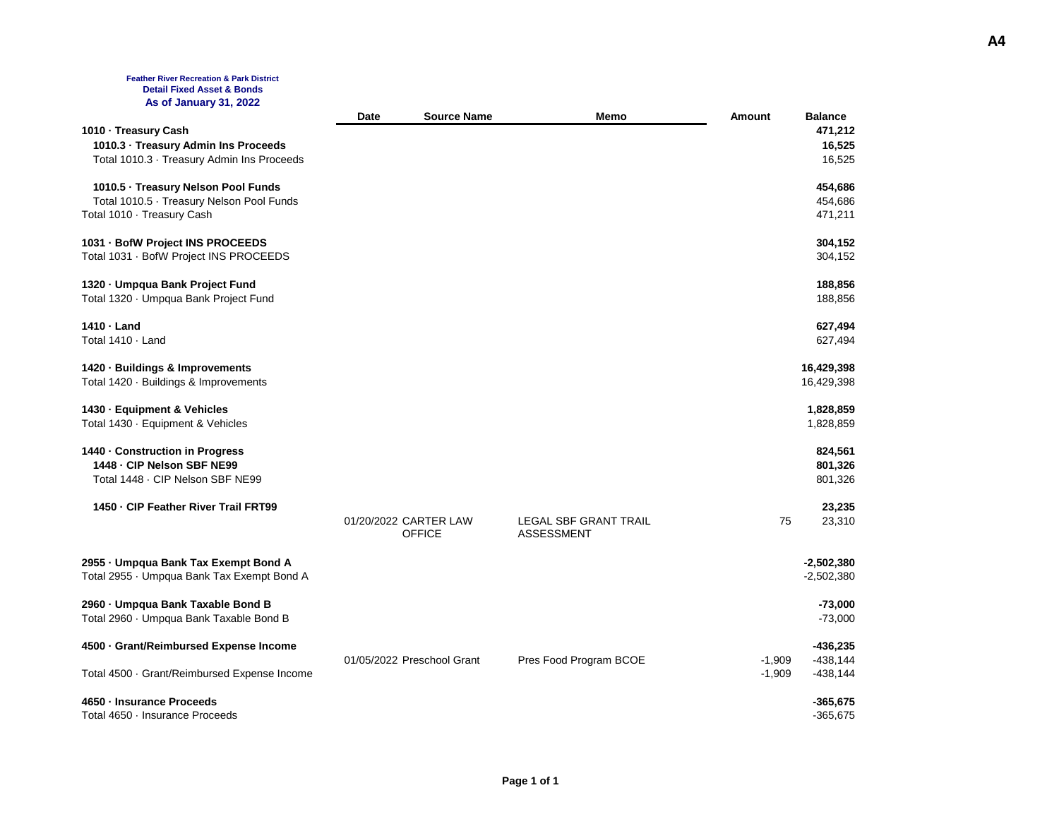A4

**Feather River Recreation & Park District**
**Detail Fixed Asset & Bonds**
**As of January 31, 2022**

| | Date | Source Name | Memo | Amount | Balance |
|---|---|---|---|---|---|
| **1010 · Treasury Cash** | | | | | **471,212** |
| **1010.3 · Treasury Admin Ins Proceeds** | | | | | **16,525** |
| Total 1010.3 · Treasury Admin Ins Proceeds | | | | | 16,525 |
| | | | | | |
| **1010.5 · Treasury Nelson Pool Funds** | | | | | **454,686** |
| Total 1010.5 · Treasury Nelson Pool Funds | | | | | 454,686 |
| Total 1010 · Treasury Cash | | | | | 471,211 |
| | | | | | |
| **1031 · BofW Project INS PROCEEDS** | | | | | **304,152** |
| Total 1031 · BofW Project INS PROCEEDS | | | | | 304,152 |
| | | | | | |
| **1320 · Umpqua Bank Project Fund** | | | | | **188,856** |
| Total 1320 · Umpqua Bank Project Fund | | | | | 188,856 |
| | | | | | |
| **1410 · Land** | | | | | **627,494** |
| Total 1410 · Land | | | | | 627,494 |
| | | | | | |
| **1420 · Buildings & Improvements** | | | | | **16,429,398** |
| Total 1420 · Buildings & Improvements | | | | | 16,429,398 |
| | | | | | |
| **1430 · Equipment & Vehicles** | | | | | **1,828,859** |
| Total 1430 · Equipment & Vehicles | | | | | 1,828,859 |
| | | | | | |
| **1440 · Construction in Progress** | | | | | **824,561** |
| **1448 · CIP Nelson SBF NE99** | | | | | **801,326** |
| Total 1448 · CIP Nelson SBF NE99 | | | | | 801,326 |
| | | | | | |
| **1450 · CIP Feather River Trail FRT99** | | | | | **23,235** |
| | 01/20/2022 | CARTER LAW OFFICE | LEGAL SBF GRANT TRAIL ASSESSMENT | 75 | 23,310 |
| | | | | | |
| **2955 · Umpqua Bank Tax Exempt Bond A** | | | | | **-2,502,380** |
| Total 2955 · Umpqua Bank Tax Exempt Bond A | | | | | -2,502,380 |
| | | | | | |
| **2960 · Umpqua Bank Taxable Bond B** | | | | | **-73,000** |
| Total 2960 · Umpqua Bank Taxable Bond B | | | | | -73,000 |
| | | | | | |
| **4500 · Grant/Reimbursed Expense Income** | | | | | **-436,235** |
| | 01/05/2022 | Preschool Grant | Pres Food Program BCOE | -1,909 | -438,144 |
| Total 4500 · Grant/Reimbursed Expense Income | | | | -1,909 | -438,144 |
| | | | | | |
| **4650 · Insurance Proceeds** | | | | | **-365,675** |
| Total 4650 · Insurance Proceeds | | | | | -365,675 |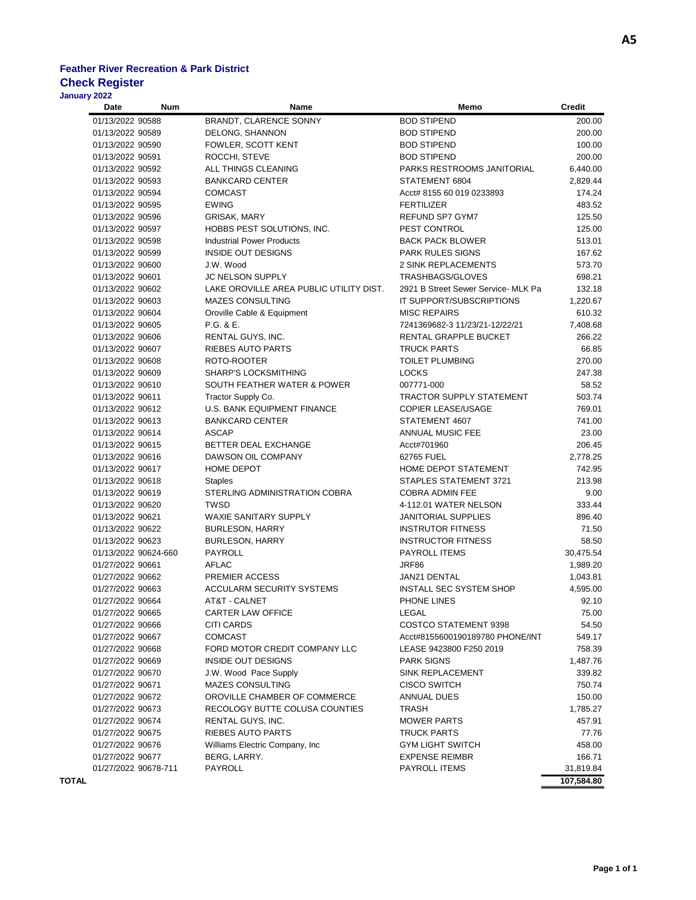A5

**Feather River Recreation & Park District**

## Check Register

**January 2022**

| Date | Num | Name | Memo | Credit |
|---|---|---|---|---|
| 01/13/2022 | 90588 | BRANDT, CLARENCE SONNY | BOD STIPEND | 200.00 |
| 01/13/2022 | 90589 | DELONG, SHANNON | BOD STIPEND | 200.00 |
| 01/13/2022 | 90590 | FOWLER, SCOTT KENT | BOD STIPEND | 100.00 |
| 01/13/2022 | 90591 | ROCCHI, STEVE | BOD STIPEND | 200.00 |
| 01/13/2022 | 90592 | ALL THINGS CLEANING | PARKS RESTROOMS JANITORIAL | 6,440.00 |
| 01/13/2022 | 90593 | BANKCARD CENTER | STATEMENT 6804 | 2,829.44 |
| 01/13/2022 | 90594 | COMCAST | Acct# 8155 60 019 0233893 | 174.24 |
| 01/13/2022 | 90595 | EWING | FERTILIZER | 483.52 |
| 01/13/2022 | 90596 | GRISAK, MARY | REFUND SP7 GYM7 | 125.50 |
| 01/13/2022 | 90597 | HOBBS PEST SOLUTIONS, INC. | PEST CONTROL | 125.00 |
| 01/13/2022 | 90598 | Industrial Power Products | BACK PACK BLOWER | 513.01 |
| 01/13/2022 | 90599 | INSIDE OUT DESIGNS | PARK RULES SIGNS | 167.62 |
| 01/13/2022 | 90600 | J.W. Wood | 2 SINK REPLACEMENTS | 573.70 |
| 01/13/2022 | 90601 | JC NELSON SUPPLY | TRASHBAGS/GLOVES | 698.21 |
| 01/13/2022 | 90602 | LAKE OROVILLE AREA PUBLIC UTILITY DIST. | 2921 B Street Sewer Service- MLK Pa | 132.18 |
| 01/13/2022 | 90603 | MAZES CONSULTING | IT SUPPORT/SUBSCRIPTIONS | 1,220.67 |
| 01/13/2022 | 90604 | Oroville Cable & Equipment | MISC REPAIRS | 610.32 |
| 01/13/2022 | 90605 | P.G. & E. | 7241369682-3 11/23/21-12/22/21 | 7,408.68 |
| 01/13/2022 | 90606 | RENTAL GUYS, INC. | RENTAL GRAPPLE BUCKET | 266.22 |
| 01/13/2022 | 90607 | RIEBES AUTO PARTS | TRUCK PARTS | 66.85 |
| 01/13/2022 | 90608 | ROTO-ROOTER | TOILET PLUMBING | 270.00 |
| 01/13/2022 | 90609 | SHARP'S LOCKSMITHING | LOCKS | 247.38 |
| 01/13/2022 | 90610 | SOUTH FEATHER WATER & POWER | 007771-000 | 58.52 |
| 01/13/2022 | 90611 | Tractor Supply Co. | TRACTOR SUPPLY STATEMENT | 503.74 |
| 01/13/2022 | 90612 | U.S. BANK EQUIPMENT FINANCE | COPIER LEASE/USAGE | 769.01 |
| 01/13/2022 | 90613 | BANKCARD CENTER | STATEMENT 4607 | 741.00 |
| 01/13/2022 | 90614 | ASCAP | ANNUAL MUSIC FEE | 23.00 |
| 01/13/2022 | 90615 | BETTER DEAL EXCHANGE | Acct#701960 | 206.45 |
| 01/13/2022 | 90616 | DAWSON OIL COMPANY | 62765 FUEL | 2,778.25 |
| 01/13/2022 | 90617 | HOME DEPOT | HOME DEPOT STATEMENT | 742.95 |
| 01/13/2022 | 90618 | Staples | STAPLES STATEMENT 3721 | 213.98 |
| 01/13/2022 | 90619 | STERLING ADMINISTRATION COBRA | COBRA ADMIN FEE | 9.00 |
| 01/13/2022 | 90620 | TWSD | 4-112.01 WATER NELSON | 333.44 |
| 01/13/2022 | 90621 | WAXIE SANITARY SUPPLY | JANITORIAL SUPPLIES | 896.40 |
| 01/13/2022 | 90622 | BURLESON, HARRY | INSTRUTOR FITNESS | 71.50 |
| 01/13/2022 | 90623 | BURLESON, HARRY | INSTRUCTOR FITNESS | 58.50 |
| 01/13/2022 | 90624-660 | PAYROLL | PAYROLL ITEMS | 30,475.54 |
| 01/27/2022 | 90661 | AFLAC | JRF86 | 1,989.20 |
| 01/27/2022 | 90662 | PREMIER ACCESS | JAN21 DENTAL | 1,043.81 |
| 01/27/2022 | 90663 | ACCULARM SECURITY SYSTEMS | INSTALL SEC SYSTEM SHOP | 4,595.00 |
| 01/27/2022 | 90664 | AT&T - CALNET | PHONE LINES | 92.10 |
| 01/27/2022 | 90665 | CARTER LAW OFFICE | LEGAL | 75.00 |
| 01/27/2022 | 90666 | CITI CARDS | COSTCO STATEMENT 9398 | 54.50 |
| 01/27/2022 | 90667 | COMCAST | Acct#8155600190189780 PHONE/INT | 549.17 |
| 01/27/2022 | 90668 | FORD MOTOR CREDIT COMPANY LLC | LEASE 9423800 F250 2019 | 758.39 |
| 01/27/2022 | 90669 | INSIDE OUT DESIGNS | PARK SIGNS | 1,487.76 |
| 01/27/2022 | 90670 | J.W. Wood Pace Supply | SINK REPLACEMENT | 339.82 |
| 01/27/2022 | 90671 | MAZES CONSULTING | CISCO SWITCH | 750.74 |
| 01/27/2022 | 90672 | OROVILLE CHAMBER OF COMMERCE | ANNUAL DUES | 150.00 |
| 01/27/2022 | 90673 | RECOLOGY BUTTE COLUSA COUNTIES | TRASH | 1,785.27 |
| 01/27/2022 | 90674 | RENTAL GUYS, INC. | MOWER PARTS | 457.91 |
| 01/27/2022 | 90675 | RIEBES AUTO PARTS | TRUCK PARTS | 77.76 |
| 01/27/2022 | 90676 | Williams Electric Company, Inc | GYM LIGHT SWITCH | 458.00 |
| 01/27/2022 | 90677 | BERG, LARRY. | EXPENSE REIMBR | 166.71 |
| 01/27/2022 | 90678-711 | PAYROLL | PAYROLL ITEMS | 31,819.84 |
| **TOTAL** | | | | **107,584.80** |